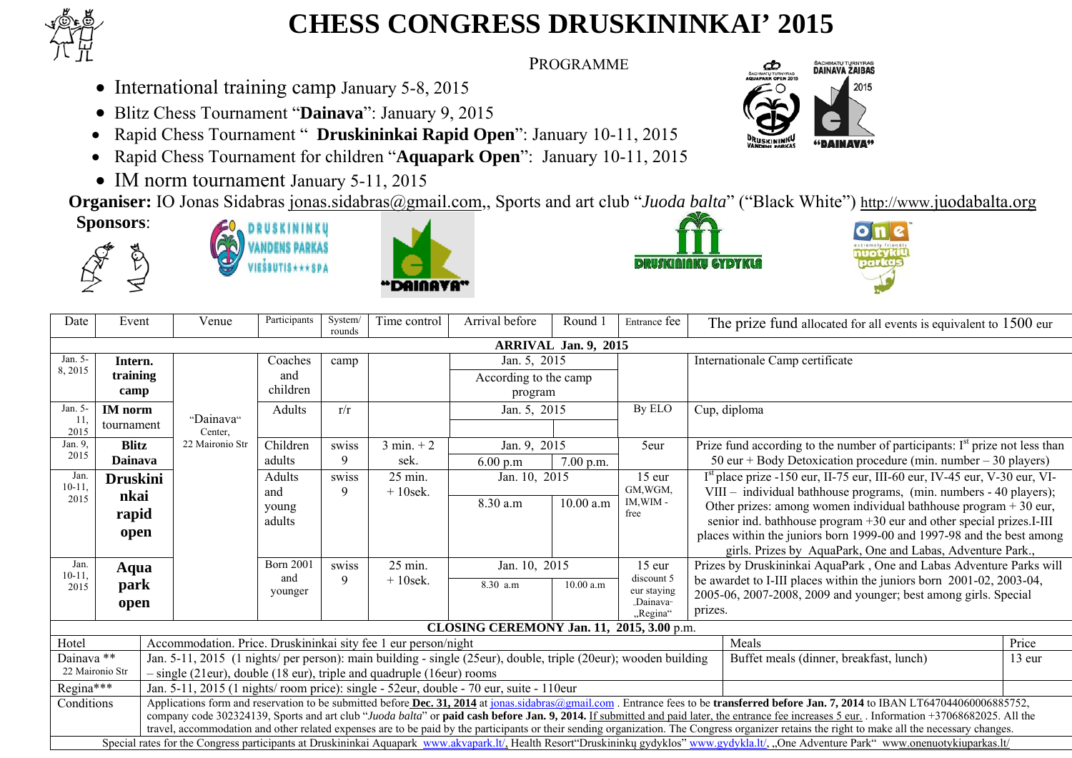# CHESS CONGRESS DRUSKININKAI' 2015

PROGRAMME

- International training camp January 5-8, 2015
- Blitz Chess Tournament "**Dainava**": January 9, 2015
- Rapid Chess Tournament " **Druskininkai Rapid Open**": January 10-11, 2015
- Rapid Chess Tournament for children "**Aquapark Open**": January 10-11, 2015
- IM norm tournament January 5-11, 2015

**Organiser:** IO Jonas Sidabras jonas.sidabras@gmail.com,, Sports and art club "*Juoda balta*" ("Black White") http://www.juodabalta.org

**Sponsors**:

| Date | Event | Venue | Participants | System/ rounds | Time control | Arrival before | Round 1 | Entrance fee | The prize fund allocated for all events is equivalent to 1500 eur |
|---|---|---|---|---|---|---|---|---|---|
| **ARRIVAL Jan. 9, 2015** | | | | | | | | | |
| Jan. 5-8, 2015 | **Intern. training camp** | "Dainava" Center, 22 Maironio Str | Coaches and children | camp | | Jan. 5, 2015 / According to the camp program | | | Internationale Camp certificate |
| Jan. 5-11, 2015 | **IM norm** tournament | | Adults | r/r | | Jan. 5, 2015 | | By ELO | Cup, diploma |
| Jan. 9, 2015 | **Blitz Dainava** | | Children adults | swiss 9 | 3 min. + 2 sek. | Jan. 9, 2015 6.00 p.m | 7.00 p.m. | 5eur | Prize fund according to the number of participants: I[st] prize not less than 50 eur + Body Detoxication procedure (min. number – 30 players) |
| Jan. 10-11, 2015 | **Druskininkai rapid open** | | Adults and young adults | swiss 9 | 25 min. + 10sek. | Jan. 10, 2015 8.30 a.m | 10.00 a.m | 15 eur GM,WGM, IM,WIM - free | I[st] place prize -150 eur, II-75 eur, III-60 eur, IV-45 eur, V-30 eur, VI-VIII – individual bathhouse programs, (min. numbers - 40 players); Other prizes: among women individual bathhouse program + 30 eur, senior ind. bathhouse program +30 eur and other special prizes.I-III places within the juniors born 1999-00 and 1997-98 and the best among girls. Prizes by AquaPark, One and Labas, Adventure Park., |
| Jan. 10-11, 2015 | **Aqua park open** | | Born 2001 and younger | swiss 9 | 25 min. + 10sek. | Jan. 10, 2015 8.30 a.m | 10.00 a.m | 15 eur discount 5 eur staying „Dainava" „Regina" | Prizes by Druskininkai AquaPark , One and Labas Adventure Parks will be awardet to I-III places within the juniors born 2001-02, 2003-04, 2005-06, 2007-2008, 2009 and younger; best among girls. Special prizes. |
| **CLOSING CEREMONY Jan. 11, 2015, 3.00 p.m.** | | | | | | | | | |

| Hotel | Accommodation. Price. Druskininkai sity fee 1 eur person/night | Meals | Price |
|---|---|---|---|
| Dainava ** 22 Maironio Str | Jan. 5-11, 2015 (1 nights/ per person): main building - single (25eur), double, triple (20eur); wooden building – single (21eur), double (18 eur), triple and quadruple (16eur) rooms | Buffet meals (dinner, breakfast, lunch) | 13 eur |
| Regina*** | Jan. 5-11, 2015 (1 nights/ room price): single - 52eur, double - 70 eur, suite - 110eur | | |
| Conditions | Applications form and reservation to be submitted before **Dec. 31, 2014** at jonas.sidabras@gmail.com . Entrance fees to be **transferred before Jan. 7, 2014** to IBAN LT647044060006885752, company code 302324139, Sports and art club "*Juoda balta*" or **paid cash before Jan. 9, 2014.** If submitted and paid later, the entrance fee increases 5 eur. . Information +37068682025. All the travel, accommodation and other related expenses are to be paid by the participants or their sending organization. The Congress organizer retains the right to make all the necessary changes. | | |

Special rates for the Congress participants at Druskininkai Aquapark www.akvapark.lt/, Health Resort"Druskininkų gydyklos" www.gydykla.lt/, „One Adventure Park" www.onenuotykiuparkas.lt/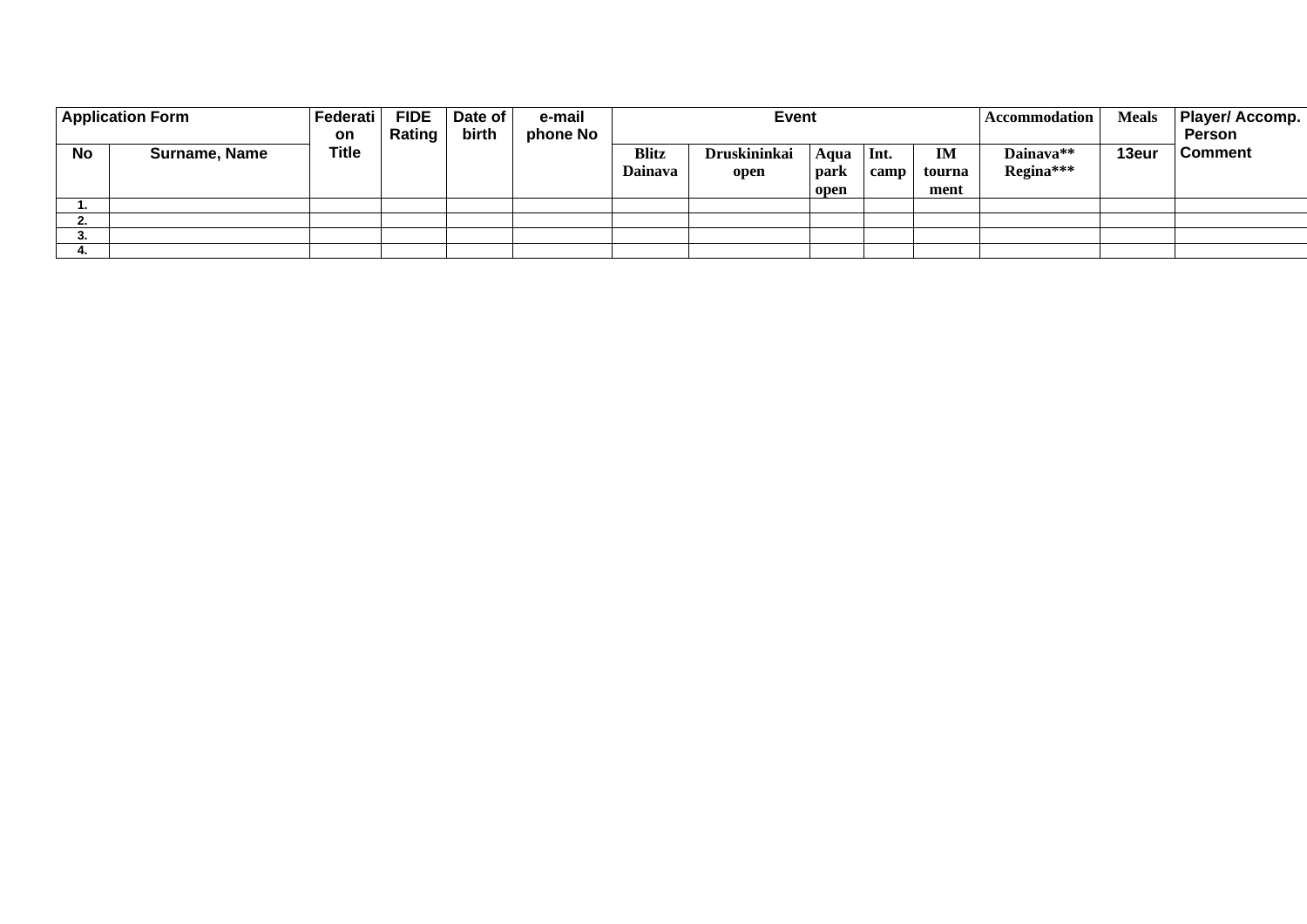| Application Form | | Federation Title | FIDE Rating | Date of birth | e-mail phone No | Event | | | | | Accommodation | Meals | Player/ Accomp. Person Comment |
|---|---|---|---|---|---|---|---|---|---|---|---|---|---|
| No | Surname, Name | | | | | Blitz Dainava | Druskininkai open | Aqua park open | Int. camp | IM tournament | Dainava** Regina*** | 13eur | |
| 1. | | | | | | | | | | | | | |
| 2. | | | | | | | | | | | | | |
| 3. | | | | | | | | | | | | | |
| 4. | | | | | | | | | | | | | |